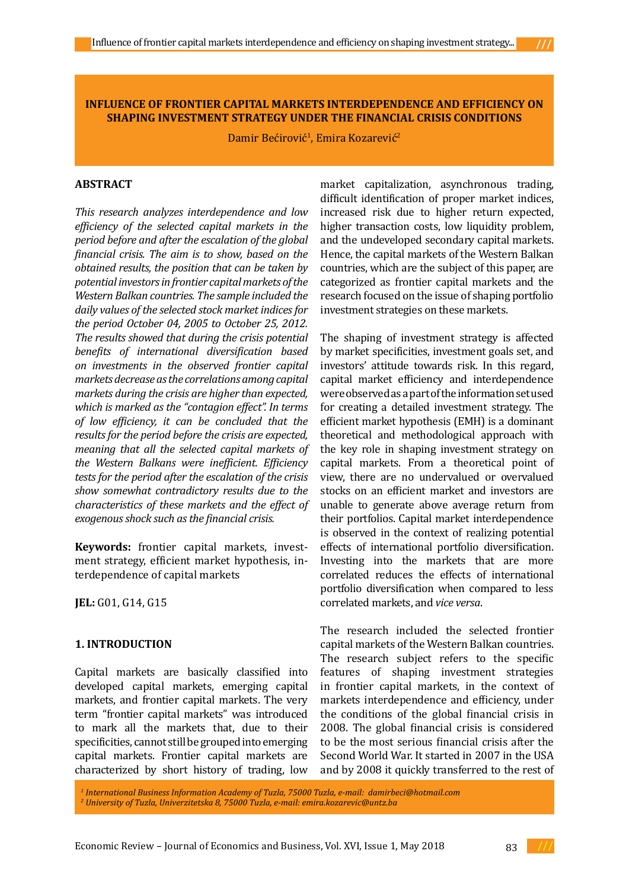# INFLUENCE OF FRONTIER CAPITAL MARKETS INTERDEPENDENCE AND EFFICIENCY ON SHAPING INVESTMENT STRATEGY UNDER THE FINANCIAL CRISIS CONDITIONS

Damir Bećirović[1], Emira Kozarević[2]

## ABSTRACT

*This research analyzes interdependence and low efficiency of the selected capital markets in the period before and after the escalation of the global financial crisis. The aim is to show, based on the obtained results, the position that can be taken by potential investors in frontier capital markets of the Western Balkan countries. The sample included the daily values of the selected stock market indices for the period October 04, 2005 to October 25, 2012. The results showed that during the crisis potential benefits of international diversification based on investments in the observed frontier capital markets decrease as the correlations among capital markets during the crisis are higher than expected, which is marked as the "contagion effect". In terms of low efficiency, it can be concluded that the results for the period before the crisis are expected, meaning that all the selected capital markets of the Western Balkans were inefficient. Efficiency tests for the period after the escalation of the crisis show somewhat contradictory results due to the characteristics of these markets and the effect of exogenous shock such as the financial crisis.*

**Keywords:** frontier capital markets, investment strategy, efficient market hypothesis, interdependence of capital markets

**JEL:** G01, G14, G15

## 1. INTRODUCTION

Capital markets are basically classified into developed capital markets, emerging capital markets, and frontier capital markets. The very term "frontier capital markets" was introduced to mark all the markets that, due to their specificities, cannot still be grouped into emerging capital markets. Frontier capital markets are characterized by short history of trading, low market capitalization, asynchronous trading, difficult identification of proper market indices, increased risk due to higher return expected, higher transaction costs, low liquidity problem, and the undeveloped secondary capital markets. Hence, the capital markets of the Western Balkan countries, which are the subject of this paper, are categorized as frontier capital markets and the research focused on the issue of shaping portfolio investment strategies on these markets.

The shaping of investment strategy is affected by market specificities, investment goals set, and investors' attitude towards risk. In this regard, capital market efficiency and interdependence were observed as a part of the information set used for creating a detailed investment strategy. The efficient market hypothesis (EMH) is a dominant theoretical and methodological approach with the key role in shaping investment strategy on capital markets. From a theoretical point of view, there are no undervalued or overvalued stocks on an efficient market and investors are unable to generate above average return from their portfolios. Capital market interdependence is observed in the context of realizing potential effects of international portfolio diversification. Investing into the markets that are more correlated reduces the effects of international portfolio diversification when compared to less correlated markets, and *vice versa*.

The research included the selected frontier capital markets of the Western Balkan countries. The research subject refers to the specific features of shaping investment strategies in frontier capital markets, in the context of markets interdependence and efficiency, under the conditions of the global financial crisis in 2008. The global financial crisis is considered to be the most serious financial crisis after the Second World War. It started in 2007 in the USA and by 2008 it quickly transferred to the rest of

---

[1] *International Business Information Academy of Tuzla, 75000 Tuzla, e-mail: damirbeci@hotmail.com*
[2] *University of Tuzla, Univerzitetska 8, 75000 Tuzla, e-mail: emira.kozarevic@untz.ba*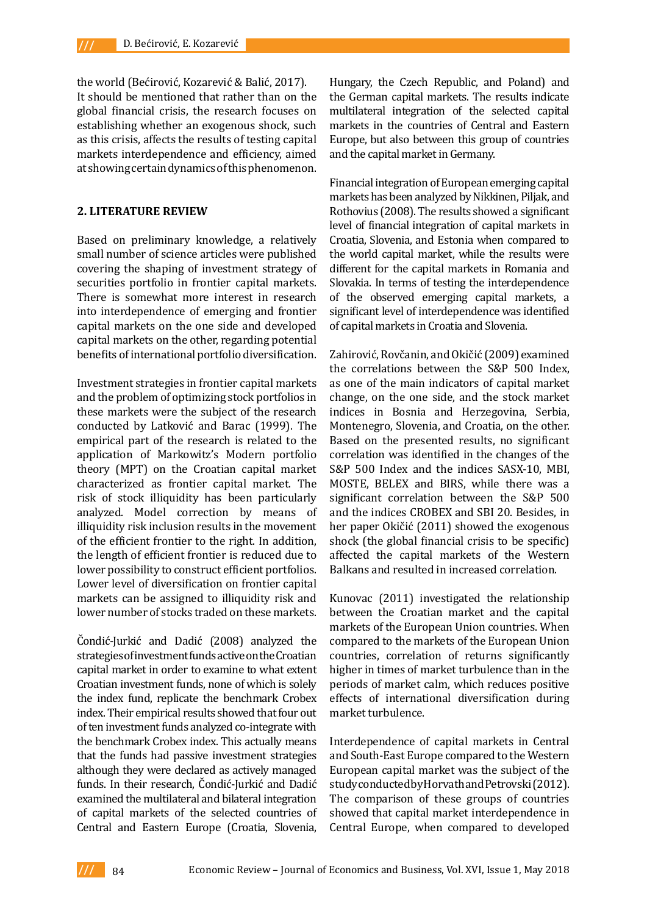the world (Bećirović, Kozarević & Balić, 2017). It should be mentioned that rather than on the global financial crisis, the research focuses on establishing whether an exogenous shock, such as this crisis, affects the results of testing capital markets interdependence and efficiency, aimed at showing certain dynamics of this phenomenon.

## 2. LITERATURE REVIEW

Based on preliminary knowledge, a relatively small number of science articles were published covering the shaping of investment strategy of securities portfolio in frontier capital markets. There is somewhat more interest in research into interdependence of emerging and frontier capital markets on the one side and developed capital markets on the other, regarding potential benefits of international portfolio diversification.

Investment strategies in frontier capital markets and the problem of optimizing stock portfolios in these markets were the subject of the research conducted by Latković and Barac (1999). The empirical part of the research is related to the application of Markowitz's Modern portfolio theory (MPT) on the Croatian capital market characterized as frontier capital market. The risk of stock illiquidity has been particularly analyzed. Model correction by means of illiquidity risk inclusion results in the movement of the efficient frontier to the right. In addition, the length of efficient frontier is reduced due to lower possibility to construct efficient portfolios. Lower level of diversification on frontier capital markets can be assigned to illiquidity risk and lower number of stocks traded on these markets.

Čondić-Jurkić and Dadić (2008) analyzed the strategies of investment funds active on the Croatian capital market in order to examine to what extent Croatian investment funds, none of which is solely the index fund, replicate the benchmark Crobex index. Their empirical results showed that four out of ten investment funds analyzed co-integrate with the benchmark Crobex index. This actually means that the funds had passive investment strategies although they were declared as actively managed funds. In their research, Čondić-Jurkić and Dadić examined the multilateral and bilateral integration of capital markets of the selected countries of Central and Eastern Europe (Croatia, Slovenia, Hungary, the Czech Republic, and Poland) and the German capital markets. The results indicate multilateral integration of the selected capital markets in the countries of Central and Eastern Europe, but also between this group of countries and the capital market in Germany.

Financial integration of European emerging capital markets has been analyzed by Nikkinen, Piljak, and Rothovius (2008). The results showed a significant level of financial integration of capital markets in Croatia, Slovenia, and Estonia when compared to the world capital market, while the results were different for the capital markets in Romania and Slovakia. In terms of testing the interdependence of the observed emerging capital markets, a significant level of interdependence was identified of capital markets in Croatia and Slovenia.

Zahirović, Rovčanin, and Okičić (2009) examined the correlations between the S&P 500 Index, as one of the main indicators of capital market change, on the one side, and the stock market indices in Bosnia and Herzegovina, Serbia, Montenegro, Slovenia, and Croatia, on the other. Based on the presented results, no significant correlation was identified in the changes of the S&P 500 Index and the indices SASX-10, MBI, MOSTE, BELEX and BIRS, while there was a significant correlation between the S&P 500 and the indices CROBEX and SBI 20. Besides, in her paper Okičić (2011) showed the exogenous shock (the global financial crisis to be specific) affected the capital markets of the Western Balkans and resulted in increased correlation.

Kunovac (2011) investigated the relationship between the Croatian market and the capital markets of the European Union countries. When compared to the markets of the European Union countries, correlation of returns significantly higher in times of market turbulence than in the periods of market calm, which reduces positive effects of international diversification during market turbulence.

Interdependence of capital markets in Central and South-East Europe compared to the Western European capital market was the subject of the study conducted by Horvath and Petrovski (2012). The comparison of these groups of countries showed that capital market interdependence in Central Europe, when compared to developed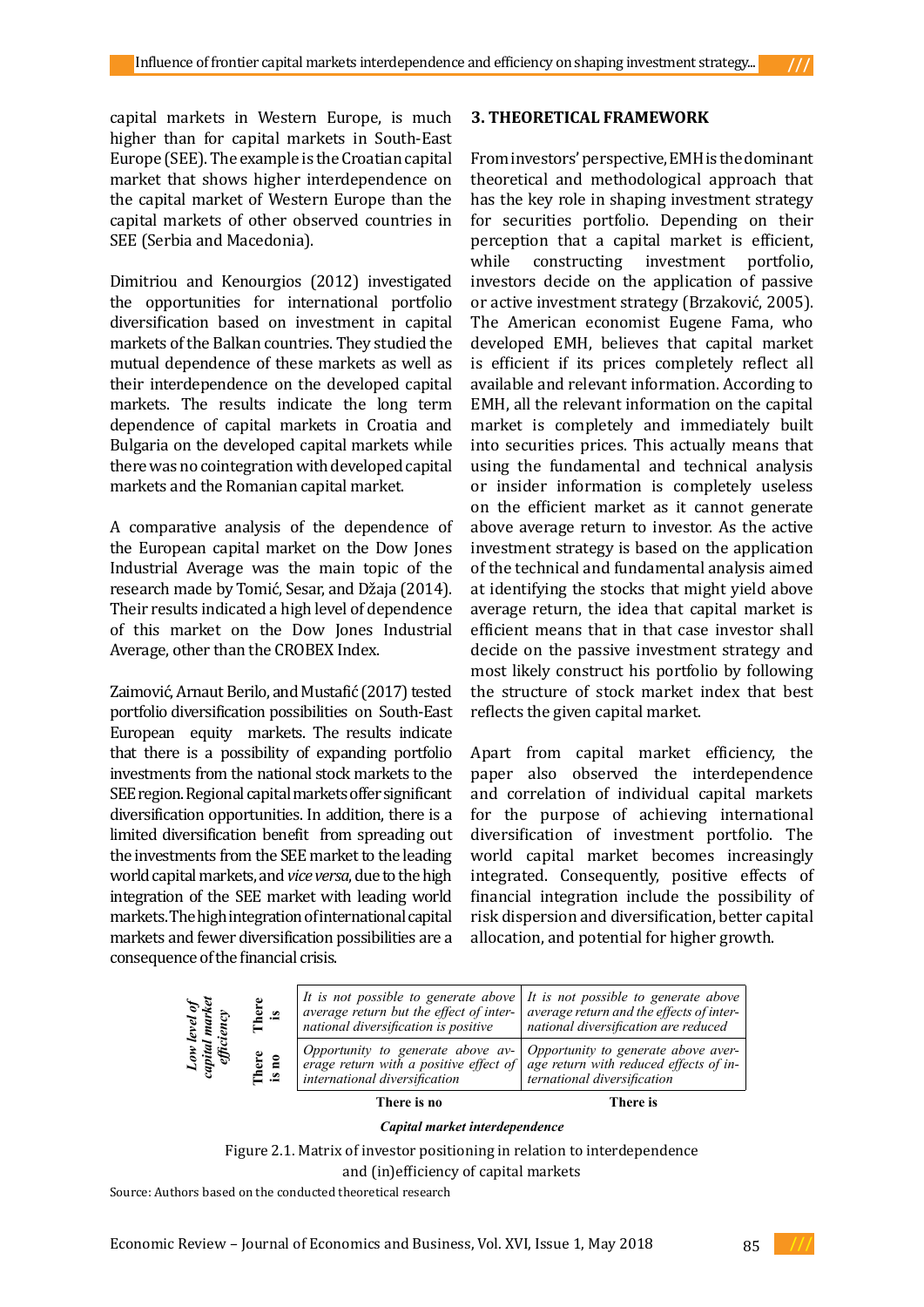capital markets in Western Europe, is much higher than for capital markets in South-East Europe (SEE). The example is the Croatian capital market that shows higher interdependence on the capital market of Western Europe than the capital markets of other observed countries in SEE (Serbia and Macedonia).

Dimitriou and Kenourgios (2012) investigated the opportunities for international portfolio diversification based on investment in capital markets of the Balkan countries. They studied the mutual dependence of these markets as well as their interdependence on the developed capital markets. The results indicate the long term dependence of capital markets in Croatia and Bulgaria on the developed capital markets while there was no cointegration with developed capital markets and the Romanian capital market.

A comparative analysis of the dependence of the European capital market on the Dow Jones Industrial Average was the main topic of the research made by Tomić, Sesar, and Džaja (2014). Their results indicated a high level of dependence of this market on the Dow Jones Industrial Average, other than the CROBEX Index.

Zaimović, Arnaut Berilo, and Mustafić (2017) tested portfolio diversification possibilities on South-East European equity markets. The results indicate that there is a possibility of expanding portfolio investments from the national stock markets to the SEE region. Regional capital markets offer significant diversification opportunities. In addition, there is a limited diversification benefit from spreading out the investments from the SEE market to the leading world capital markets, and *vice versa*, due to the high integration of the SEE market with leading world markets. The high integration of international capital markets and fewer diversification possibilities are a consequence of the financial crisis.

## 3. THEORETICAL FRAMEWORK

From investors' perspective, EMH is the dominant theoretical and methodological approach that has the key role in shaping investment strategy for securities portfolio. Depending on their perception that a capital market is efficient, while constructing investment portfolio, investors decide on the application of passive or active investment strategy (Brzaković, 2005). The American economist Eugene Fama, who developed EMH, believes that capital market is efficient if its prices completely reflect all available and relevant information. According to EMH, all the relevant information on the capital market is completely and immediately built into securities prices. This actually means that using the fundamental and technical analysis or insider information is completely useless on the efficient market as it cannot generate above average return to investor. As the active investment strategy is based on the application of the technical and fundamental analysis aimed at identifying the stocks that might yield above average return, the idea that capital market is efficient means that in that case investor shall decide on the passive investment strategy and most likely construct his portfolio by following the structure of stock market index that best reflects the given capital market.

Apart from capital market efficiency, the paper also observed the interdependence and correlation of individual capital markets for the purpose of achieving international diversification of investment portfolio. The world capital market becomes increasingly integrated. Consequently, positive effects of financial integration include the possibility of risk dispersion and diversification, better capital allocation, and potential for higher growth.

| ***Low level of capital market efficiency*** | | ***Capital market interdependence*** | |
|---|---|---|---|
| | | **There is no** | **There is** |
| | **There is** | *It is not possible to generate above average return but the effect of international diversification is positive* | *It is not possible to generate above average return and the effects of international diversification are reduced* |
| | **There is no** | *Opportunity to generate above average return with a positive effect of international diversification* | *Opportunity to generate above average return with reduced effects of international diversification* |

Figure 2.1. Matrix of investor positioning in relation to interdependence and (in)efficiency of capital markets

Source: Authors based on the conducted theoretical research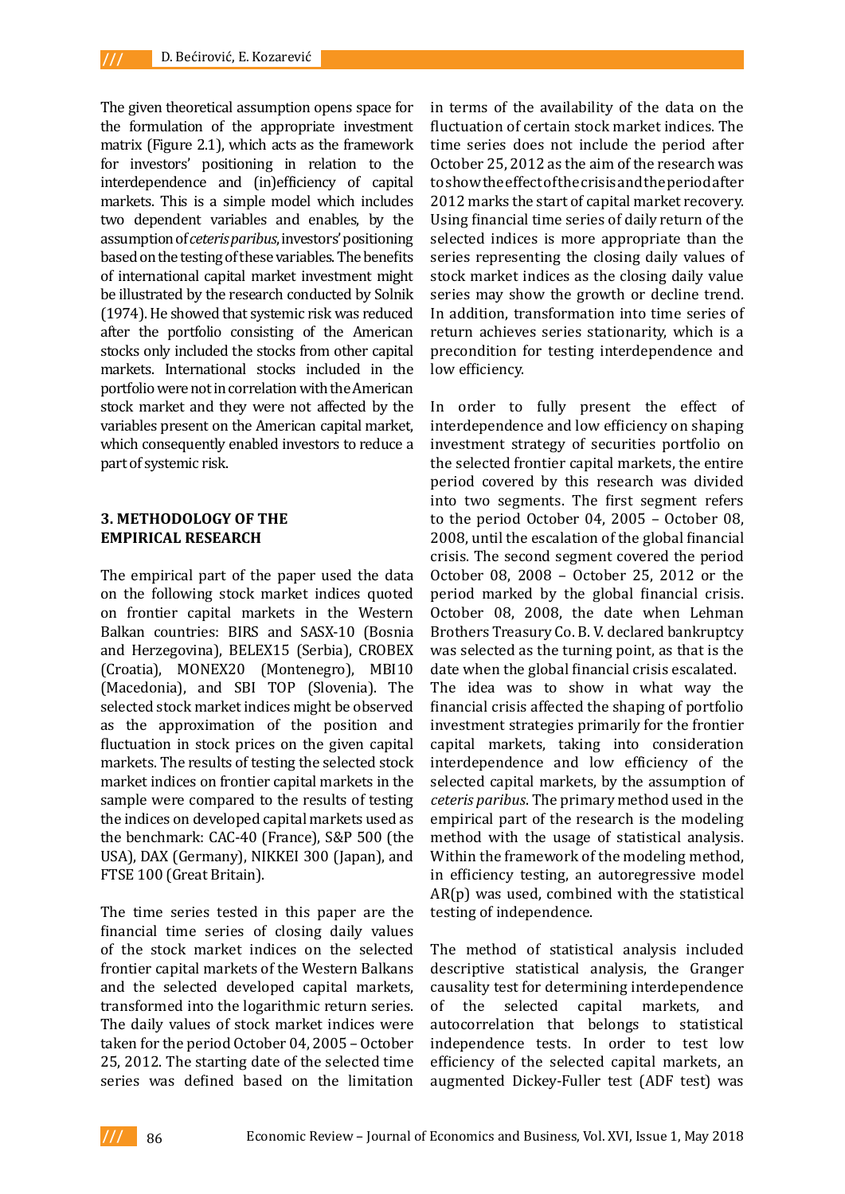The given theoretical assumption opens space for the formulation of the appropriate investment matrix (Figure 2.1), which acts as the framework for investors' positioning in relation to the interdependence and (in)efficiency of capital markets. This is a simple model which includes two dependent variables and enables, by the assumption of *ceteris paribus*, investors' positioning based on the testing of these variables. The benefits of international capital market investment might be illustrated by the research conducted by Solnik (1974). He showed that systemic risk was reduced after the portfolio consisting of the American stocks only included the stocks from other capital markets. International stocks included in the portfolio were not in correlation with the American stock market and they were not affected by the variables present on the American capital market, which consequently enabled investors to reduce a part of systemic risk.

## 3. METHODOLOGY OF THE EMPIRICAL RESEARCH

The empirical part of the paper used the data on the following stock market indices quoted on frontier capital markets in the Western Balkan countries: BIRS and SASX-10 (Bosnia and Herzegovina), BELEX15 (Serbia), CROBEX (Croatia), MONEX20 (Montenegro), MBI10 (Macedonia), and SBI TOP (Slovenia). The selected stock market indices might be observed as the approximation of the position and fluctuation in stock prices on the given capital markets. The results of testing the selected stock market indices on frontier capital markets in the sample were compared to the results of testing the indices on developed capital markets used as the benchmark: CAC-40 (France), S&P 500 (the USA), DAX (Germany), NIKKEI 300 (Japan), and FTSE 100 (Great Britain).

The time series tested in this paper are the financial time series of closing daily values of the stock market indices on the selected frontier capital markets of the Western Balkans and the selected developed capital markets, transformed into the logarithmic return series. The daily values of stock market indices were taken for the period October 04, 2005 – October 25, 2012. The starting date of the selected time series was defined based on the limitation in terms of the availability of the data on the fluctuation of certain stock market indices. The time series does not include the period after October 25, 2012 as the aim of the research was to show the effect of the crisis and the period after 2012 marks the start of capital market recovery. Using financial time series of daily return of the selected indices is more appropriate than the series representing the closing daily values of stock market indices as the closing daily value series may show the growth or decline trend. In addition, transformation into time series of return achieves series stationarity, which is a precondition for testing interdependence and low efficiency.

In order to fully present the effect of interdependence and low efficiency on shaping investment strategy of securities portfolio on the selected frontier capital markets, the entire period covered by this research was divided into two segments. The first segment refers to the period October 04, 2005 – October 08, 2008, until the escalation of the global financial crisis. The second segment covered the period October 08, 2008 – October 25, 2012 or the period marked by the global financial crisis. October 08, 2008, the date when Lehman Brothers Treasury Co. B. V. declared bankruptcy was selected as the turning point, as that is the date when the global financial crisis escalated. The idea was to show in what way the financial crisis affected the shaping of portfolio investment strategies primarily for the frontier capital markets, taking into consideration interdependence and low efficiency of the selected capital markets, by the assumption of *ceteris paribus*. The primary method used in the empirical part of the research is the modeling method with the usage of statistical analysis. Within the framework of the modeling method, in efficiency testing, an autoregressive model AR(p) was used, combined with the statistical testing of independence.

The method of statistical analysis included descriptive statistical analysis, the Granger causality test for determining interdependence of the selected capital markets, and autocorrelation that belongs to statistical independence tests. In order to test low efficiency of the selected capital markets, an augmented Dickey-Fuller test (ADF test) was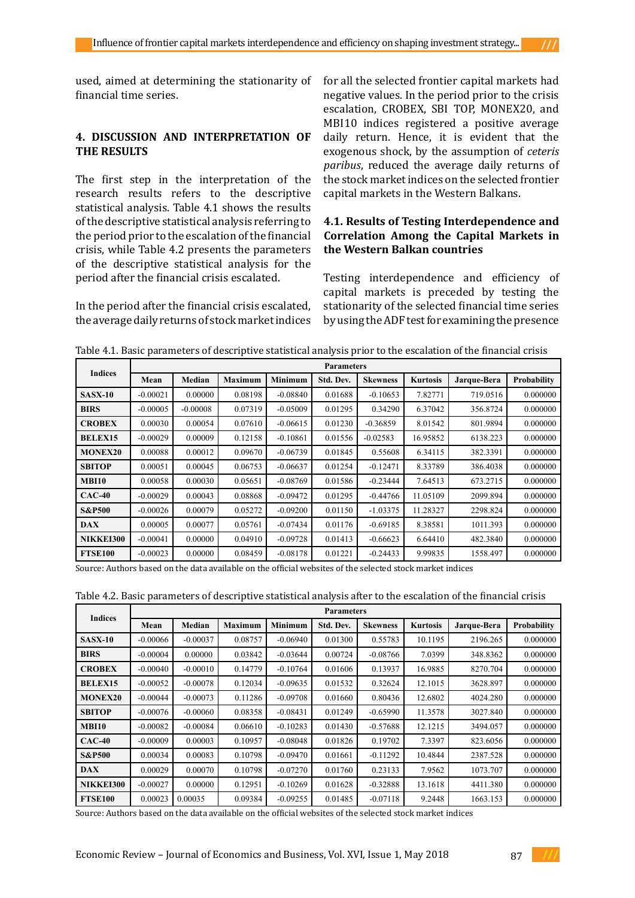used, aimed at determining the stationarity of financial time series.

## 4. DISCUSSION AND INTERPRETATION OF THE RESULTS

The first step in the interpretation of the research results refers to the descriptive statistical analysis. Table 4.1 shows the results of the descriptive statistical analysis referring to the period prior to the escalation of the financial crisis, while Table 4.2 presents the parameters of the descriptive statistical analysis for the period after the financial crisis escalated.

In the period after the financial crisis escalated, the average daily returns of stock market indices for all the selected frontier capital markets had negative values. In the period prior to the crisis escalation, CROBEX, SBI TOP, MONEX20, and MBI10 indices registered a positive average daily return. Hence, it is evident that the exogenous shock, by the assumption of *ceteris paribus*, reduced the average daily returns of the stock market indices on the selected frontier capital markets in the Western Balkans.

### 4.1. Results of Testing Interdependence and Correlation Among the Capital Markets in the Western Balkan countries

Testing interdependence and efficiency of capital markets is preceded by testing the stationarity of the selected financial time series by using the ADF test for examining the presence

Table 4.1. Basic parameters of descriptive statistical analysis prior to the escalation of the financial crisis

| Indices | Parameters | | | | | | | | |
|---|---|---|---|---|---|---|---|---|---|
| | Mean | Median | Maximum | Minimum | Std. Dev. | Skewness | Kurtosis | Jarque-Bera | Probability |
| SASX-10 | -0.00021 | 0.00000 | 0.08198 | -0.08840 | 0.01688 | -0.10653 | 7.82771 | 719.0516 | 0.000000 |
| BIRS | -0.00005 | -0.00008 | 0.07319 | -0.05009 | 0.01295 | 0.34290 | 6.37042 | 356.8724 | 0.000000 |
| CROBEX | 0.00030 | 0.00054 | 0.07610 | -0.06615 | 0.01230 | -0.36859 | 8.01542 | 801.9894 | 0.000000 |
| BELEX15 | -0.00029 | 0.00009 | 0.12158 | -0.10861 | 0.01556 | -0.02583 | 16.95852 | 6138.223 | 0.000000 |
| MONEX20 | 0.00088 | 0.00012 | 0.09670 | -0.06739 | 0.01845 | 0.55608 | 6.34115 | 382.3391 | 0.000000 |
| SBITOP | 0.00051 | 0.00045 | 0.06753 | -0.06637 | 0.01254 | -0.12471 | 8.33789 | 386.4038 | 0.000000 |
| MBI10 | 0.00058 | 0.00030 | 0.05651 | -0.08769 | 0.01586 | -0.23444 | 7.64513 | 673.2715 | 0.000000 |
| CAC-40 | -0.00029 | 0.00043 | 0.08868 | -0.09472 | 0.01295 | -0.44766 | 11.05109 | 2099.894 | 0.000000 |
| S&P500 | -0.00026 | 0.00079 | 0.05272 | -0.09200 | 0.01150 | -1.03375 | 11.28327 | 2298.824 | 0.000000 |
| DAX | 0.00005 | 0.00077 | 0.05761 | -0.07434 | 0.01176 | -0.69185 | 8.38581 | 1011.393 | 0.000000 |
| NIKKEI300 | -0.00041 | 0.00000 | 0.04910 | -0.09728 | 0.01413 | -0.66623 | 6.64410 | 482.3840 | 0.000000 |
| FTSE100 | -0.00023 | 0.00000 | 0.08459 | -0.08178 | 0.01221 | -0.24433 | 9.99835 | 1558.497 | 0.000000 |

Source: Authors based on the data available on the official websites of the selected stock market indices

Table 4.2. Basic parameters of descriptive statistical analysis after to the escalation of the financial crisis

| Indices | Parameters | | | | | | | | |
|---|---|---|---|---|---|---|---|---|---|
| | Mean | Median | Maximum | Minimum | Std. Dev. | Skewness | Kurtosis | Jarque-Bera | Probability |
| SASX-10 | -0.00066 | -0.00037 | 0.08757 | -0.06940 | 0.01300 | 0.55783 | 10.1195 | 2196.265 | 0.000000 |
| BIRS | -0.00004 | 0.00000 | 0.03842 | -0.03644 | 0.00724 | -0.08766 | 7.0399 | 348.8362 | 0.000000 |
| CROBEX | -0.00040 | -0.00010 | 0.14779 | -0.10764 | 0.01606 | 0.13937 | 16.9885 | 8270.704 | 0.000000 |
| BELEX15 | -0.00052 | -0.00078 | 0.12034 | -0.09635 | 0.01532 | 0.32624 | 12.1015 | 3628.897 | 0.000000 |
| MONEX20 | -0.00044 | -0.00073 | 0.11286 | -0.09708 | 0.01660 | 0.80436 | 12.6802 | 4024.280 | 0.000000 |
| SBITOP | -0.00076 | -0.00060 | 0.08358 | -0.08431 | 0.01249 | -0.65990 | 11.3578 | 3027.840 | 0.000000 |
| MBI10 | -0.00082 | -0.00084 | 0.06610 | -0.10283 | 0.01430 | -0.57688 | 12.1215 | 3494.057 | 0.000000 |
| CAC-40 | -0.00009 | 0.00003 | 0.10957 | -0.08048 | 0.01826 | 0.19702 | 7.3397 | 823.6056 | 0.000000 |
| S&P500 | 0.00034 | 0.00083 | 0.10798 | -0.09470 | 0.01661 | -0.11292 | 10.4844 | 2387.528 | 0.000000 |
| DAX | 0.00029 | 0.00070 | 0.10798 | -0.07270 | 0.01760 | 0.23133 | 7.9562 | 1073.707 | 0.000000 |
| NIKKEI300 | -0.00027 | 0.00000 | 0.12951 | -0.10269 | 0.01628 | -0.32888 | 13.1618 | 4411.380 | 0.000000 |
| FTSE100 | 0.00023 | 0.00035 | 0.09384 | -0.09255 | 0.01485 | -0.07118 | 9.2448 | 1663.153 | 0.000000 |

Source: Authors based on the data available on the official websites of the selected stock market indices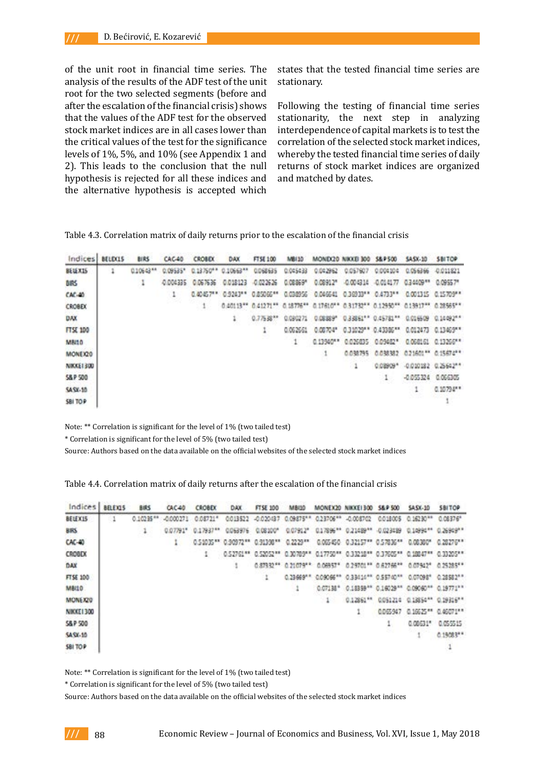of the unit root in financial time series. The analysis of the results of the ADF test of the unit root for the two selected segments (before and after the escalation of the financial crisis) shows that the values of the ADF test for the observed stock market indices are in all cases lower than the critical values of the test for the significance levels of 1%, 5%, and 10% (see Appendix 1 and 2). This leads to the conclusion that the null hypothesis is rejected for all these indices and the alternative hypothesis is accepted which states that the tested financial time series are stationary.

Following the testing of financial time series stationarity, the next step in analyzing interdependence of capital markets is to test the correlation of the selected stock market indices, whereby the tested financial time series of daily returns of stock market indices are organized and matched by dates.

Table 4.3. Correlation matrix of daily returns prior to the escalation of the financial crisis

| Indices | BELEX15 | BIRS | CAC-40 | CROBEX | DAX | FTSE 100 | MBI10 | MONEX20 | NIKKEI 300 | S&P 500 | SASX-10 | SBI TOP |
|---|---|---|---|---|---|---|---|---|---|---|---|---|
| BELEX15 | 1 | 0.10643** | 0.09535* | 0.13750** | 0.10663** | 0.068635 | 0.045433 | 0.042962 | 0.057607 | 0.004104 | 0.056366 | -0.011821 |
| BIRS | | 1 | -0.004335 | 0.067636 | 0.018123 | -0.022626 | 0.08869* | 0.08912* | -0.004314 | -0.014177 | 0.34409** | 0.09557* |
| CAC-40 | | | 1 | 0.40457** | 0.9243** | 0.85066** | 0.038956 | 0.046641 | 0.36933** | 0.4733** | 0.001315 | 0.15709** |
| CROBEX | | | | 1 | 0.40113** | 0.41271** | 0.18776** | 0.17610** | 0.31732** | 0.12950** | 0.13917** | 0.28565** |
| DAX | | | | | 1 | 0.77538** | 0.030271 | 0.08889* | 0.33861** | 0.45781** | 0.016509 | 0.14092** |
| FTSE 100 | | | | | | 1 | 0.062661 | 0.08704* | 0.31029** | 0.43306** | 0.012473 | 0.13409** |
| MBI10 | | | | | | | 1 | 0.13940** | 0.026035 | 0.09402* | 0.068161 | 0.13260** |
| MONEX20 | | | | | | | | 1 | 0.038795 | 0.038382 | 0.21601** | 0.15674** |
| NIKKEI 300 | | | | | | | | | 1 | 0.08909* | -0.010182 | 0.25642** |
| S&P 500 | | | | | | | | | | 1 | -0.055324 | 0.006305 |
| SASX-10 | | | | | | | | | | | 1 | 0.10794** |
| SBI TOP | | | | | | | | | | | | 1 |

Note: ** Correlation is significant for the level of 1% (two tailed test)

\* Correlation is significant for the level of 5% (two tailed test)

Source: Authors based on the data available on the official websites of the selected stock market indices

Table 4.4. Correlation matrix of daily returns after the escalation of the financial crisis

| Indices | BELEX15 | BIRS | CAC-40 | CROBEX | DAX | FTSE 100 | MBI10 | MONEX20 | NIKKEI 300 | S&P 500 | SASX-10 | SBI TOP |
|---|---|---|---|---|---|---|---|---|---|---|---|---|
| BELEX15 | 1 | 0.10235** | -0.000271 | 0.08721* | 0.013522 | -0.020437 | 0.09875** | 0.23706** | -0.008702 | 0.018005 | 0.16230** | 0.08376* |
| BIRS | | 1 | 0.07791* | 0.17937** | 0.063976 | 0.08100* | 0.07912* | 0.17896** | 0.21489** | -0.023489 | 0.14994** | 0.26949** |
| CAC-40 | | | 1 | 0.51035** | 0.90972** | 0.91390** | 0.2229** | 0.005450 | 0.32157** | 0.57830** | 0.08300* | 0.28276** |
| CROBEX | | | | 1 | 0.52761** | 0.52052** | 0.30789** | 0.17750** | 0.33218** | 0.37605** | 0.10847** | 0.33205** |
| DAX | | | | | 1 | 0.87932** | 0.21079** | 0.06957* | 0.29701** | 0.62766** | 0.07942* | 0.25285** |
| FTSE 100 | | | | | | 1 | 0.23669** | 0.09066** | 0.33414** | 0.55740** | 0.07098* | 0.28582** |
| MBI10 | | | | | | | 1 | 0.07138* | 0.18359** | 0.16029** | 0.09060** | 0.19771** |
| MONEX20 | | | | | | | | 1 | 0.12861** | 0.051214 | 0.13854** | 0.19316** |
| NIKKEI 300 | | | | | | | | | 1 | 0.063947 | 0.16625** | 0.46071** |
| S&P 500 | | | | | | | | | | 1 | 0.08631* | 0.055515 |
| SASX-10 | | | | | | | | | | | 1 | 0.19083** |
| SBI TOP | | | | | | | | | | | | 1 |

Note: ** Correlation is significant for the level of 1% (two tailed test)

\* Correlation is significant for the level of 5% (two tailed test)

Source: Authors based on the data available on the official websites of the selected stock market indices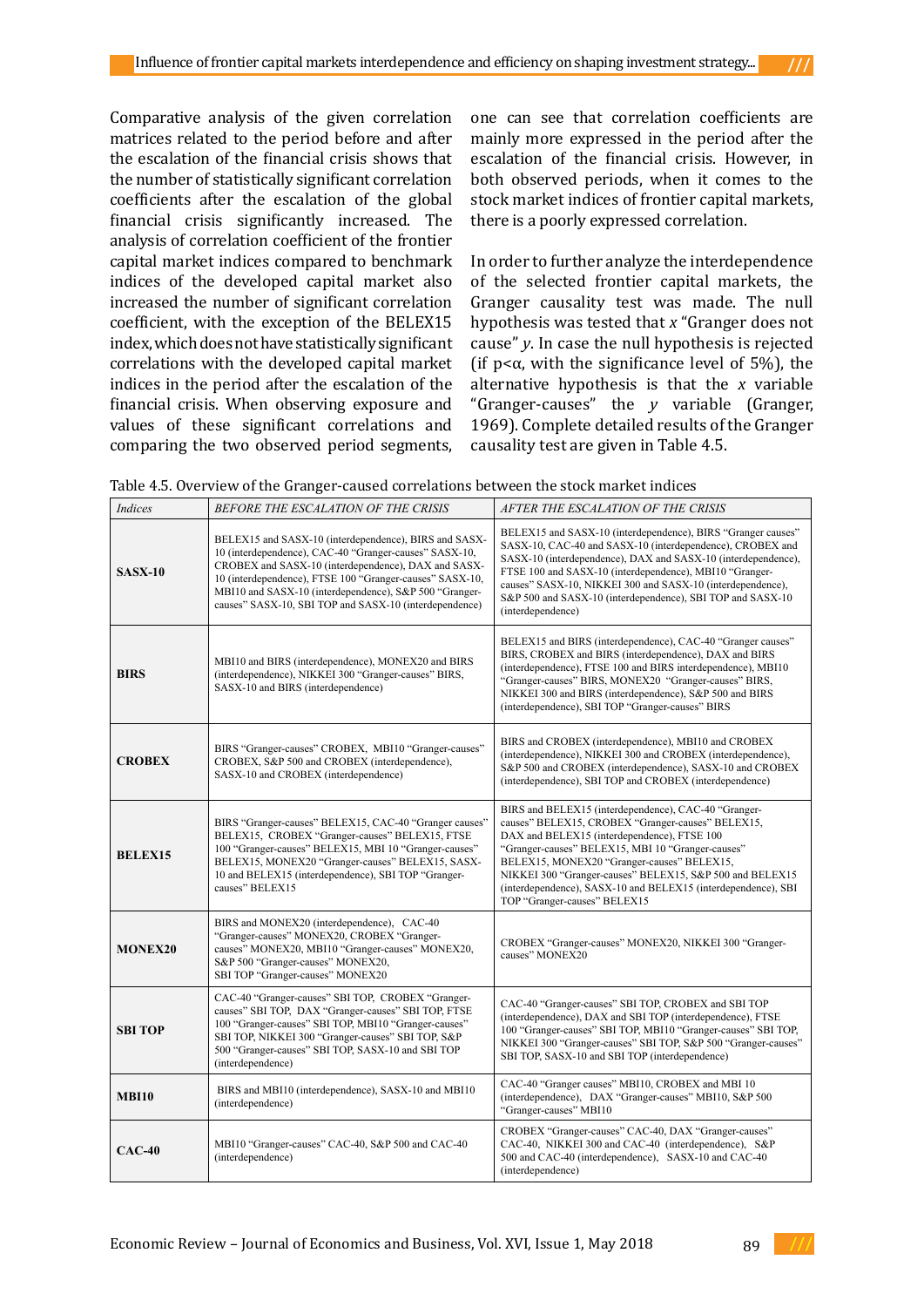Comparative analysis of the given correlation matrices related to the period before and after the escalation of the financial crisis shows that the number of statistically significant correlation coefficients after the escalation of the global financial crisis significantly increased. The analysis of correlation coefficient of the frontier capital market indices compared to benchmark indices of the developed capital market also increased the number of significant correlation coefficient, with the exception of the BELEX15 index, which does not have statistically significant correlations with the developed capital market indices in the period after the escalation of the financial crisis. When observing exposure and values of these significant correlations and comparing the two observed period segments, one can see that correlation coefficients are mainly more expressed in the period after the escalation of the financial crisis. However, in both observed periods, when it comes to the stock market indices of frontier capital markets, there is a poorly expressed correlation.

In order to further analyze the interdependence of the selected frontier capital markets, the Granger causality test was made. The null hypothesis was tested that *x* "Granger does not cause" *y*. In case the null hypothesis is rejected (if p<α, with the significance level of 5%), the alternative hypothesis is that the *x* variable "Granger-causes" the *y* variable (Granger, 1969). Complete detailed results of the Granger causality test are given in Table 4.5.

Table 4.5. Overview of the Granger-caused correlations between the stock market indices

| *Indices* | *BEFORE THE ESCALATION OF THE CRISIS* | *AFTER THE ESCALATION OF THE CRISIS* |
|---|---|---|
| **SASX-10** | BELEX15 and SASX-10 (interdependence), BIRS and SASX-10 (interdependence), CAC-40 "Granger-causes" SASX-10, CROBEX and SASX-10 (interdependence), DAX and SASX-10 (interdependence), FTSE 100 "Granger-causes" SASX-10, MBI10 and SASX-10 (interdependence), S&P 500 "Granger-causes" SASX-10, SBI TOP and SASX-10 (interdependence) | BELEX15 and SASX-10 (interdependence), BIRS "Granger causes" SASX-10, CAC-40 and SASX-10 (interdependence), CROBEX and SASX-10 (interdependence), DAX and SASX-10 (interdependence), FTSE 100 and SASX-10 (interdependence), MBI10 "Granger-causes" SASX-10, NIKKEI 300 and SASX-10 (interdependence), S&P 500 and SASX-10 (interdependence), SBI TOP and SASX-10 (interdependence) |
| **BIRS** | MBI10 and BIRS (interdependence), MONEX20 and BIRS (interdependence), NIKKEI 300 "Granger-causes" BIRS, SASX-10 and BIRS (interdependence) | BELEX15 and BIRS (interdependence), CAC-40 "Granger causes" BIRS, CROBEX and BIRS (interdependence), DAX and BIRS (interdependence), FTSE 100 and BIRS interdependence), MBI10 "Granger-causes" BIRS, MONEX20 "Granger-causes" BIRS, NIKKEI 300 and BIRS (interdependence), S&P 500 and BIRS (interdependence), SBI TOP "Granger-causes" BIRS |
| **CROBEX** | BIRS "Granger-causes" CROBEX, MBI10 "Granger-causes" CROBEX, S&P 500 and CROBEX (interdependence), SASX-10 and CROBEX (interdependence) | BIRS and CROBEX (interdependence), MBI10 and CROBEX (interdependence), NIKKEI 300 and CROBEX (interdependence), S&P 500 and CROBEX (interdependence), SASX-10 and CROBEX (interdependence), SBI TOP and CROBEX (interdependence) |
| **BELEX15** | BIRS "Granger-causes" BELEX15, CAC-40 "Granger causes" BELEX15, CROBEX "Granger-causes" BELEX15, FTSE 100 "Granger-causes" BELEX15, MBI 10 "Granger-causes" BELEX15, MONEX20 "Granger-causes" BELEX15, SASX-10 and BELEX15 (interdependence), SBI TOP "Granger-causes" BELEX15 | BIRS and BELEX15 (interdependence), CAC-40 "Granger-causes" BELEX15, CROBEX "Granger-causes" BELEX15, DAX and BELEX15 (interdependence), FTSE 100 "Granger-causes" BELEX15, MBI 10 "Granger-causes" BELEX15, MONEX20 "Granger-causes" BELEX15, NIKKEI 300 "Granger-causes" BELEX15, S&P 500 and BELEX15 (interdependence), SASX-10 and BELEX15 (interdependence), SBI TOP "Granger-causes" BELEX15 |
| **MONEX20** | BIRS and MONEX20 (interdependence), CAC-40 "Granger-causes" MONEX20, CROBEX "Granger-causes" MONEX20, MBI10 "Granger-causes" MONEX20, S&P 500 "Granger-causes" MONEX20, SBI TOP "Granger-causes" MONEX20 | CROBEX "Granger-causes" MONEX20, NIKKEI 300 "Granger-causes" MONEX20 |
| **SBI TOP** | CAC-40 "Granger-causes" SBI TOP, CROBEX "Granger-causes" SBI TOP, DAX "Granger-causes" SBI TOP, FTSE 100 "Granger-causes" SBI TOP, MBI10 "Granger-causes" SBI TOP, NIKKEI 300 "Granger-causes" SBI TOP, S&P 500 "Granger-causes" SBI TOP, SASX-10 and SBI TOP (interdependence) | CAC-40 "Granger-causes" SBI TOP, CROBEX and SBI TOP (interdependence), DAX and SBI TOP (interdependence), FTSE 100 "Granger-causes" SBI TOP, MBI10 "Granger-causes" SBI TOP, NIKKEI 300 "Granger-causes" SBI TOP, S&P 500 "Granger-causes" SBI TOP, SASX-10 and SBI TOP (interdependence) |
| **MBI10** | BIRS and MBI10 (interdependence), SASX-10 and MBI10 (interdependence) | CAC-40 "Granger causes" MBI10, CROBEX and MBI 10 (interdependence), DAX "Granger-causes" MBI10, S&P 500 "Granger-causes" MBI10 |
| **CAC-40** | MBI10 "Granger-causes" CAC-40, S&P 500 and CAC-40 (interdependence) | CROBEX "Granger-causes" CAC-40, DAX "Granger-causes" CAC-40, NIKKEI 300 and CAC-40 (interdependence), S&P 500 and CAC-40 (interdependence), SASX-10 and CAC-40 (interdependence) |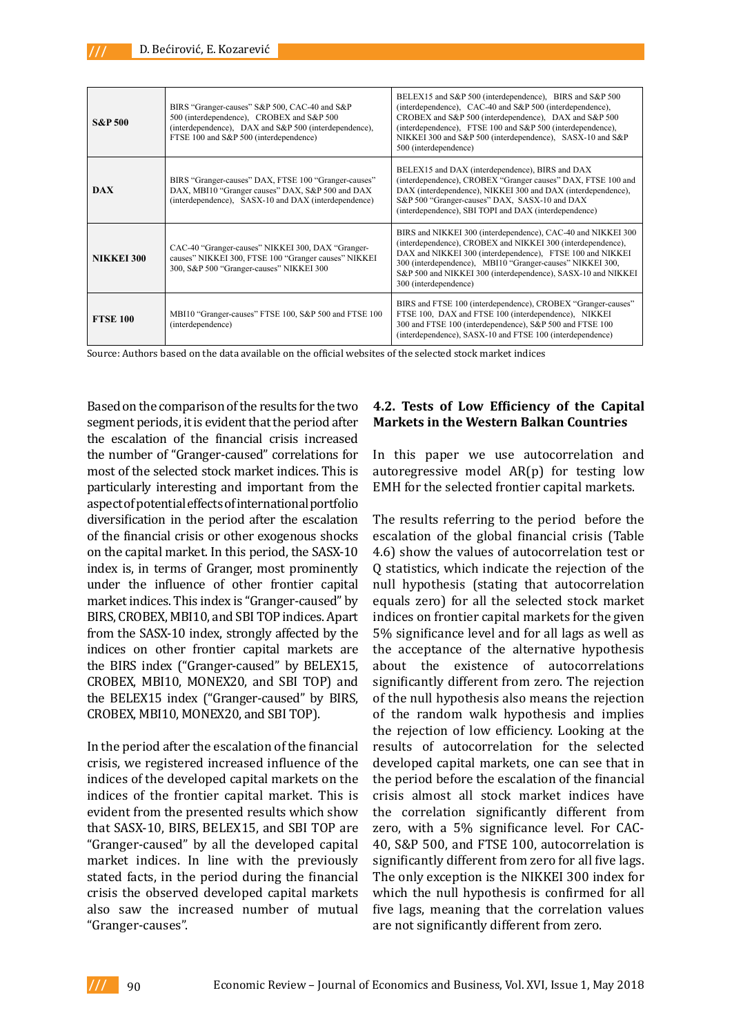| | | |
|---|---|---|
| **S&P 500** | BIRS "Granger-causes" S&P 500, CAC-40 and S&P 500 (interdependence), CROBEX and S&P 500 (interdependence), DAX and S&P 500 (interdependence), FTSE 100 and S&P 500 (interdependence) | BELEX15 and S&P 500 (interdependence), BIRS and S&P 500 (interdependence), CAC-40 and S&P 500 (interdependence), CROBEX and S&P 500 (interdependence), DAX and S&P 500 (interdependence), FTSE 100 and S&P 500 (interdependence), NIKKEI 300 and S&P 500 (interdependence), SASX-10 and S&P 500 (interdependence) |
| **DAX** | BIRS "Granger-causes" DAX, FTSE 100 "Granger-causes" DAX, MBI10 "Granger causes" DAX, S&P 500 and DAX (interdependence), SASX-10 and DAX (interdependence) | BELEX15 and DAX (interdependence), BIRS and DAX (interdependence), CROBEX "Granger causes" DAX, FTSE 100 and DAX (interdependence), NIKKEI 300 and DAX (interdependence), S&P 500 "Granger-causes" DAX, SASX-10 and DAX (interdependence), SBI TOPI and DAX (interdependence) |
| **NIKKEI 300** | CAC-40 "Granger-causes" NIKKEI 300, DAX "Granger-causes" NIKKEI 300, FTSE 100 "Granger causes" NIKKEI 300, S&P 500 "Granger-causes" NIKKEI 300 | BIRS and NIKKEI 300 (interdependence), CAC-40 and NIKKEI 300 (interdependence), CROBEX and NIKKEI 300 (interdependence), DAX and NIKKEI 300 (interdependence), FTSE 100 and NIKKEI 300 (interdependence), MBI10 "Granger-causes" NIKKEI 300, S&P 500 and NIKKEI 300 (interdependence), SASX-10 and NIKKEI 300 (interdependence) |
| **FTSE 100** | MBI10 "Granger-causes" FTSE 100, S&P 500 and FTSE 100 (interdependence) | BIRS and FTSE 100 (interdependence), CROBEX "Granger-causes" FTSE 100, DAX and FTSE 100 (interdependence), NIKKEI 300 and FTSE 100 (interdependence), S&P 500 and FTSE 100 (interdependence), SASX-10 and FTSE 100 (interdependence) |

Source: Authors based on the data available on the official websites of the selected stock market indices

Based on the comparison of the results for the two segment periods, it is evident that the period after the escalation of the financial crisis increased the number of "Granger-caused" correlations for most of the selected stock market indices. This is particularly interesting and important from the aspect of potential effects of international portfolio diversification in the period after the escalation of the financial crisis or other exogenous shocks on the capital market. In this period, the SASX-10 index is, in terms of Granger, most prominently under the influence of other frontier capital market indices. This index is "Granger-caused" by BIRS, CROBEX, MBI10, and SBI TOP indices. Apart from the SASX-10 index, strongly affected by the indices on other frontier capital markets are the BIRS index ("Granger-caused" by BELEX15, CROBEX, MBI10, MONEX20, and SBI TOP) and the BELEX15 index ("Granger-caused" by BIRS, CROBEX, MBI10, MONEX20, and SBI TOP).

In the period after the escalation of the financial crisis, we registered increased influence of the indices of the developed capital markets on the indices of the frontier capital market. This is evident from the presented results which show that SASX-10, BIRS, BELEX15, and SBI TOP are "Granger-caused" by all the developed capital market indices. In line with the previously stated facts, in the period during the financial crisis the observed developed capital markets also saw the increased number of mutual "Granger-causes".

### 4.2. Tests of Low Efficiency of the Capital Markets in the Western Balkan Countries

In this paper we use autocorrelation and autoregressive model AR(p) for testing low EMH for the selected frontier capital markets.

The results referring to the period before the escalation of the global financial crisis (Table 4.6) show the values of autocorrelation test or Q statistics, which indicate the rejection of the null hypothesis (stating that autocorrelation equals zero) for all the selected stock market indices on frontier capital markets for the given 5% significance level and for all lags as well as the acceptance of the alternative hypothesis about the existence of autocorrelations significantly different from zero. The rejection of the null hypothesis also means the rejection of the random walk hypothesis and implies the rejection of low efficiency. Looking at the results of autocorrelation for the selected developed capital markets, one can see that in the period before the escalation of the financial crisis almost all stock market indices have the correlation significantly different from zero, with a 5% significance level. For CAC-40, S&P 500, and FTSE 100, autocorrelation is significantly different from zero for all five lags. The only exception is the NIKKEI 300 index for which the null hypothesis is confirmed for all five lags, meaning that the correlation values are not significantly different from zero.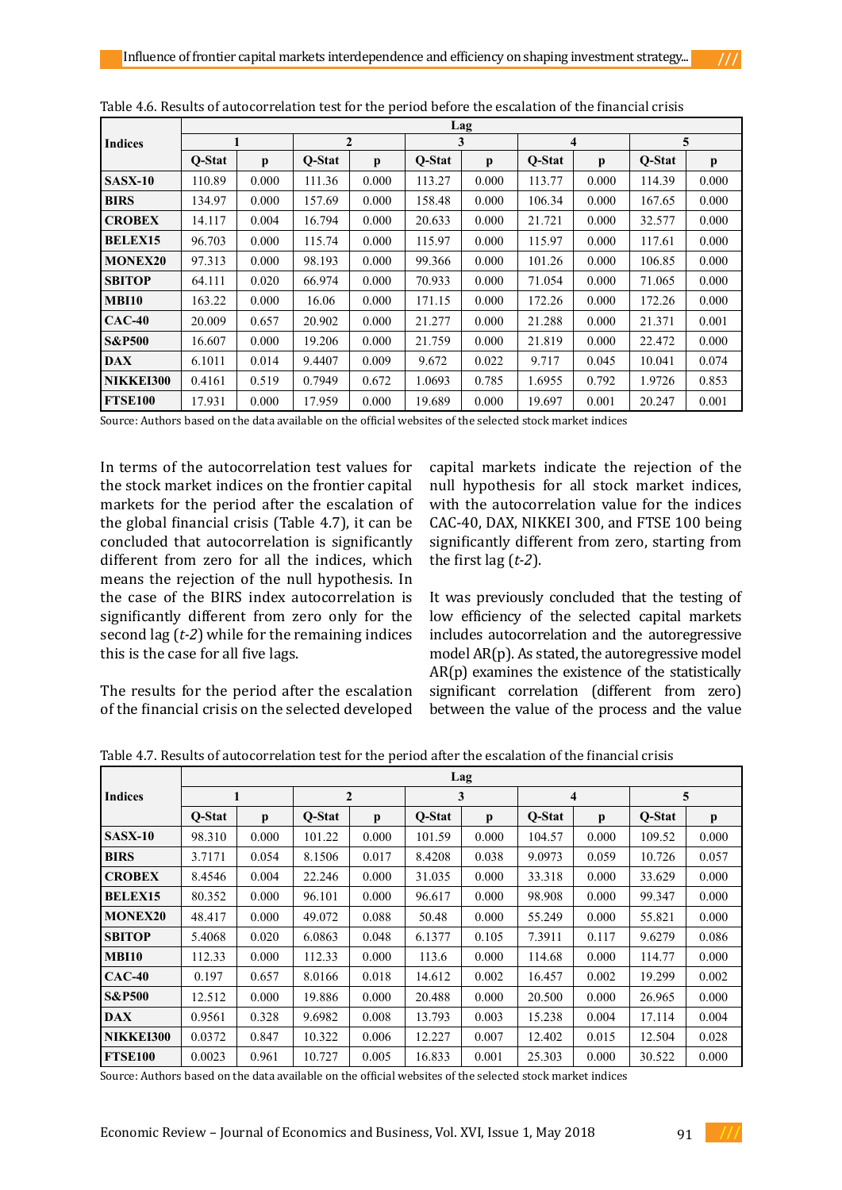Table 4.6. Results of autocorrelation test for the period before the escalation of the financial crisis

| Indices | Lag | | | | | | | | | |
|---|---|---|---|---|---|---|---|---|---|---|
| | 1 | | 2 | | 3 | | 4 | | 5 | |
| | Q-Stat | p | Q-Stat | p | Q-Stat | p | Q-Stat | p | Q-Stat | p |
| **SASX-10** | 110.89 | 0.000 | 111.36 | 0.000 | 113.27 | 0.000 | 113.77 | 0.000 | 114.39 | 0.000 |
| **BIRS** | 134.97 | 0.000 | 157.69 | 0.000 | 158.48 | 0.000 | 106.34 | 0.000 | 167.65 | 0.000 |
| **CROBEX** | 14.117 | 0.004 | 16.794 | 0.000 | 20.633 | 0.000 | 21.721 | 0.000 | 32.577 | 0.000 |
| **BELEX15** | 96.703 | 0.000 | 115.74 | 0.000 | 115.97 | 0.000 | 115.97 | 0.000 | 117.61 | 0.000 |
| **MONEX20** | 97.313 | 0.000 | 98.193 | 0.000 | 99.366 | 0.000 | 101.26 | 0.000 | 106.85 | 0.000 |
| **SBITOP** | 64.111 | 0.020 | 66.974 | 0.000 | 70.933 | 0.000 | 71.054 | 0.000 | 71.065 | 0.000 |
| **MBI10** | 163.22 | 0.000 | 16.06 | 0.000 | 171.15 | 0.000 | 172.26 | 0.000 | 172.26 | 0.000 |
| **CAC-40** | 20.009 | 0.657 | 20.902 | 0.000 | 21.277 | 0.000 | 21.288 | 0.000 | 21.371 | 0.001 |
| **S&P500** | 16.607 | 0.000 | 19.206 | 0.000 | 21.759 | 0.000 | 21.819 | 0.000 | 22.472 | 0.000 |
| **DAX** | 6.1011 | 0.014 | 9.4407 | 0.009 | 9.672 | 0.022 | 9.717 | 0.045 | 10.041 | 0.074 |
| **NIKKEI300** | 0.4161 | 0.519 | 0.7949 | 0.672 | 1.0693 | 0.785 | 1.6955 | 0.792 | 1.9726 | 0.853 |
| **FTSE100** | 17.931 | 0.000 | 17.959 | 0.000 | 19.689 | 0.000 | 19.697 | 0.001 | 20.247 | 0.001 |

Source: Authors based on the data available on the official websites of the selected stock market indices

In terms of the autocorrelation test values for the stock market indices on the frontier capital markets for the period after the escalation of the global financial crisis (Table 4.7), it can be concluded that autocorrelation is significantly different from zero for all the indices, which means the rejection of the null hypothesis. In the case of the BIRS index autocorrelation is significantly different from zero only for the second lag (*t-2*) while for the remaining indices this is the case for all five lags.

The results for the period after the escalation of the financial crisis on the selected developed capital markets indicate the rejection of the null hypothesis for all stock market indices, with the autocorrelation value for the indices CAC-40, DAX, NIKKEI 300, and FTSE 100 being significantly different from zero, starting from the first lag (*t-2*).

It was previously concluded that the testing of low efficiency of the selected capital markets includes autocorrelation and the autoregressive model AR(p). As stated, the autoregressive model AR(p) examines the existence of the statistically significant correlation (different from zero) between the value of the process and the value

Table 4.7. Results of autocorrelation test for the period after the escalation of the financial crisis

| Indices | Lag | | | | | | | | | |
|---|---|---|---|---|---|---|---|---|---|---|
| | 1 | | 2 | | 3 | | 4 | | 5 | |
| | Q-Stat | p | Q-Stat | p | Q-Stat | p | Q-Stat | p | Q-Stat | p |
| **SASX-10** | 98.310 | 0.000 | 101.22 | 0.000 | 101.59 | 0.000 | 104.57 | 0.000 | 109.52 | 0.000 |
| **BIRS** | 3.7171 | 0.054 | 8.1506 | 0.017 | 8.4208 | 0.038 | 9.0973 | 0.059 | 10.726 | 0.057 |
| **CROBEX** | 8.4546 | 0.004 | 22.246 | 0.000 | 31.035 | 0.000 | 33.318 | 0.000 | 33.629 | 0.000 |
| **BELEX15** | 80.352 | 0.000 | 96.101 | 0.000 | 96.617 | 0.000 | 98.908 | 0.000 | 99.347 | 0.000 |
| **MONEX20** | 48.417 | 0.000 | 49.072 | 0.088 | 50.48 | 0.000 | 55.249 | 0.000 | 55.821 | 0.000 |
| **SBITOP** | 5.4068 | 0.020 | 6.0863 | 0.048 | 6.1377 | 0.105 | 7.3911 | 0.117 | 9.6279 | 0.086 |
| **MBI10** | 112.33 | 0.000 | 112.33 | 0.000 | 113.6 | 0.000 | 114.68 | 0.000 | 114.77 | 0.000 |
| **CAC-40** | 0.197 | 0.657 | 8.0166 | 0.018 | 14.612 | 0.002 | 16.457 | 0.002 | 19.299 | 0.002 |
| **S&P500** | 12.512 | 0.000 | 19.886 | 0.000 | 20.488 | 0.000 | 20.500 | 0.000 | 26.965 | 0.000 |
| **DAX** | 0.9561 | 0.328 | 9.6982 | 0.008 | 13.793 | 0.003 | 15.238 | 0.004 | 17.114 | 0.004 |
| **NIKKEI300** | 0.0372 | 0.847 | 10.322 | 0.006 | 12.227 | 0.007 | 12.402 | 0.015 | 12.504 | 0.028 |
| **FTSE100** | 0.0023 | 0.961 | 10.727 | 0.005 | 16.833 | 0.001 | 25.303 | 0.000 | 30.522 | 0.000 |

Source: Authors based on the data available on the official websites of the selected stock market indices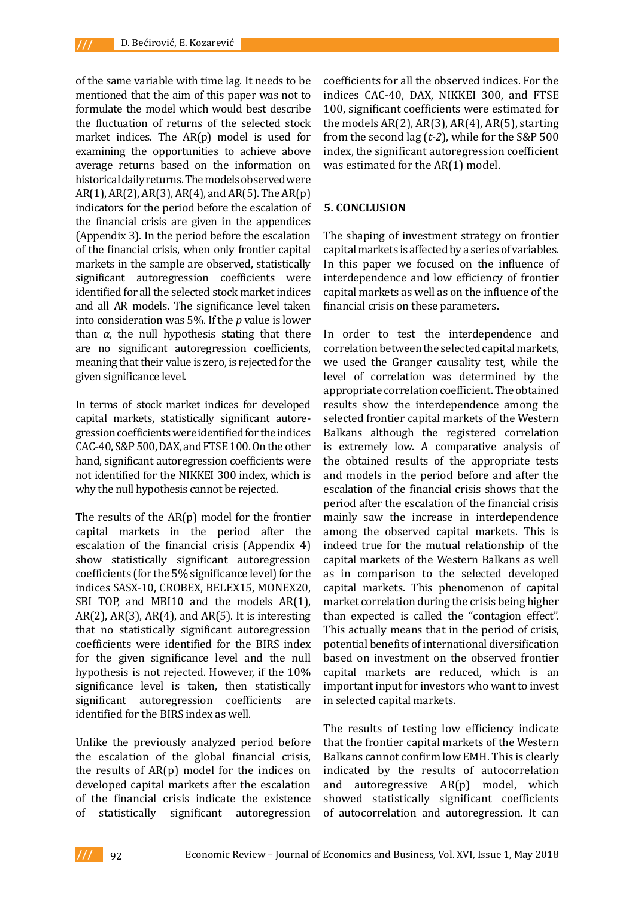of the same variable with time lag. It needs to be mentioned that the aim of this paper was not to formulate the model which would best describe the fluctuation of returns of the selected stock market indices. The AR(p) model is used for examining the opportunities to achieve above average returns based on the information on historical daily returns. The models observed were AR(1), AR(2), AR(3), AR(4), and AR(5). The AR(p) indicators for the period before the escalation of the financial crisis are given in the appendices (Appendix 3). In the period before the escalation of the financial crisis, when only frontier capital markets in the sample are observed, statistically significant autoregression coefficients were identified for all the selected stock market indices and all AR models. The significance level taken into consideration was 5%. If the *p* value is lower than $\alpha$, the null hypothesis stating that there are no significant autoregression coefficients, meaning that their value is zero, is rejected for the given significance level.

In terms of stock market indices for developed capital markets, statistically significant autoregression coefficients were identified for the indices CAC-40, S&P 500, DAX, and FTSE 100. On the other hand, significant autoregression coefficients were not identified for the NIKKEI 300 index, which is why the null hypothesis cannot be rejected.

The results of the AR(p) model for the frontier capital markets in the period after the escalation of the financial crisis (Appendix 4) show statistically significant autoregression coefficients (for the 5% significance level) for the indices SASX-10, CROBEX, BELEX15, MONEX20, SBI TOP, and MBI10 and the models AR(1), AR(2), AR(3), AR(4), and AR(5). It is interesting that no statistically significant autoregression coefficients were identified for the BIRS index for the given significance level and the null hypothesis is not rejected. However, if the 10% significance level is taken, then statistically significant autoregression coefficients are identified for the BIRS index as well.

Unlike the previously analyzed period before the escalation of the global financial crisis, the results of AR(p) model for the indices on developed capital markets after the escalation of the financial crisis indicate the existence of statistically significant autoregression coefficients for all the observed indices. For the indices CAC-40, DAX, NIKKEI 300, and FTSE 100, significant coefficients were estimated for the models AR(2), AR(3), AR(4), AR(5), starting from the second lag (*t-2*), while for the S&P 500 index, the significant autoregression coefficient was estimated for the AR(1) model.

## 5. CONCLUSION

The shaping of investment strategy on frontier capital markets is affected by a series of variables. In this paper we focused on the influence of interdependence and low efficiency of frontier capital markets as well as on the influence of the financial crisis on these parameters.

In order to test the interdependence and correlation between the selected capital markets, we used the Granger causality test, while the level of correlation was determined by the appropriate correlation coefficient. The obtained results show the interdependence among the selected frontier capital markets of the Western Balkans although the registered correlation is extremely low. A comparative analysis of the obtained results of the appropriate tests and models in the period before and after the escalation of the financial crisis shows that the period after the escalation of the financial crisis mainly saw the increase in interdependence among the observed capital markets. This is indeed true for the mutual relationship of the capital markets of the Western Balkans as well as in comparison to the selected developed capital markets. This phenomenon of capital market correlation during the crisis being higher than expected is called the "contagion effect". This actually means that in the period of crisis, potential benefits of international diversification based on investment on the observed frontier capital markets are reduced, which is an important input for investors who want to invest in selected capital markets.

The results of testing low efficiency indicate that the frontier capital markets of the Western Balkans cannot confirm low EMH. This is clearly indicated by the results of autocorrelation and autoregressive AR(p) model, which showed statistically significant coefficients of autocorrelation and autoregression. It can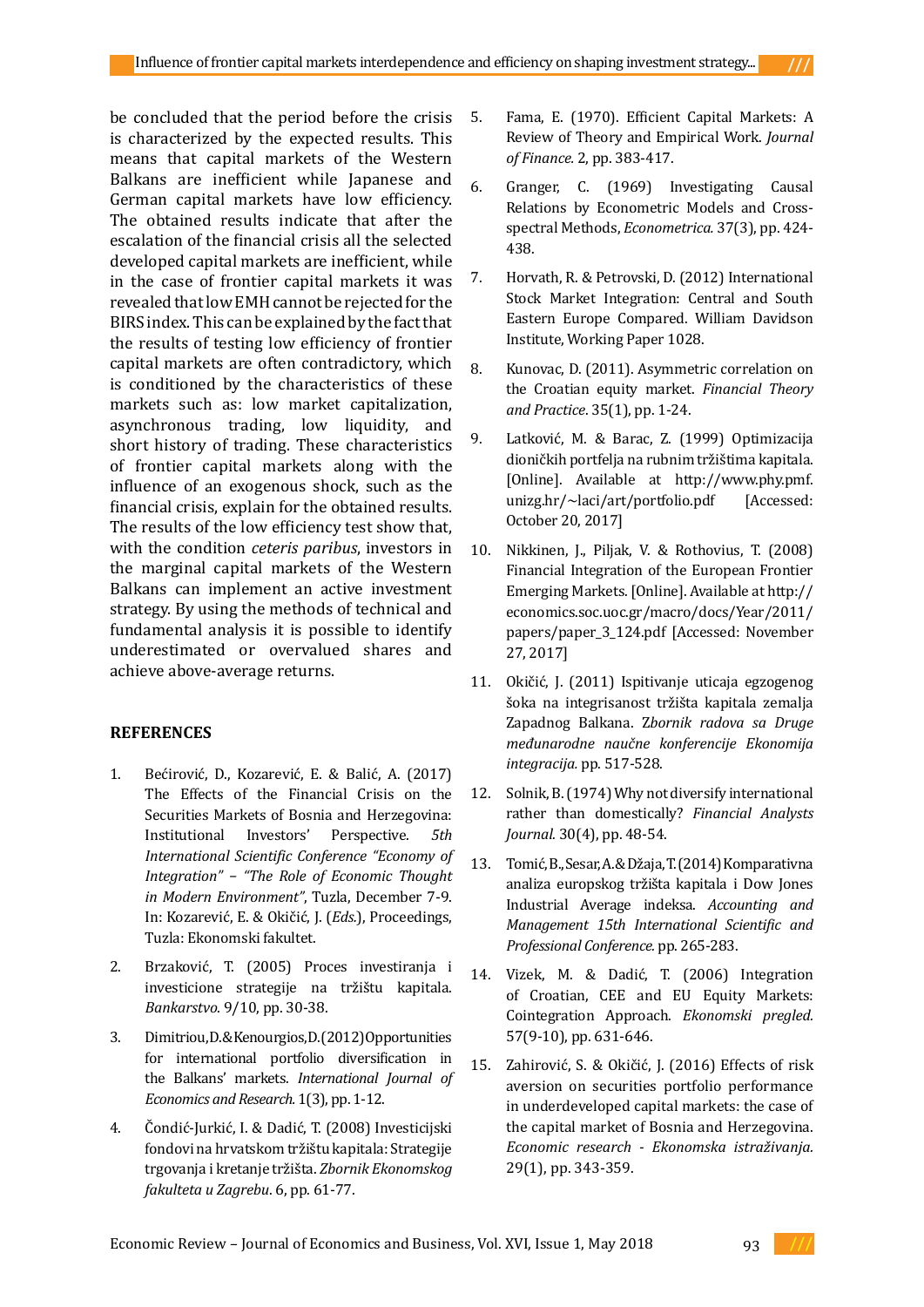be concluded that the period before the crisis is characterized by the expected results. This means that capital markets of the Western Balkans are inefficient while Japanese and German capital markets have low efficiency. The obtained results indicate that after the escalation of the financial crisis all the selected developed capital markets are inefficient, while in the case of frontier capital markets it was revealed that low EMH cannot be rejected for the BIRS index. This can be explained by the fact that the results of testing low efficiency of frontier capital markets are often contradictory, which is conditioned by the characteristics of these markets such as: low market capitalization, asynchronous trading, low liquidity, and short history of trading. These characteristics of frontier capital markets along with the influence of an exogenous shock, such as the financial crisis, explain for the obtained results. The results of the low efficiency test show that, with the condition *ceteris paribus*, investors in the marginal capital markets of the Western Balkans can implement an active investment strategy. By using the methods of technical and fundamental analysis it is possible to identify underestimated or overvalued shares and achieve above-average returns.

## REFERENCES

1. Bećirović, D., Kozarević, E. & Balić, A. (2017) The Effects of the Financial Crisis on the Securities Markets of Bosnia and Herzegovina: Institutional Investors' Perspective. *5th International Scientific Conference "Economy of Integration" – "The Role of Economic Thought in Modern Environment"*, Tuzla, December 7-9. In: Kozarević, E. & Okičić, J. (*Eds.*), Proceedings, Tuzla: Ekonomski fakultet.
2. Brzaković, T. (2005) Proces investiranja i investicione strategije na tržištu kapitala. *Bankarstvo*. 9/10, pp. 30-38.
3. Dimitriou, D. & Kenourgios, D. (2012) Opportunities for international portfolio diversification in the Balkans' markets. *International Journal of Economics and Research*. 1(3), pp. 1-12.
4. Čondić-Jurkić, I. & Dadić, T. (2008) Investicijski fondovi na hrvatskom tržištu kapitala: Strategije trgovanja i kretanje tržišta. *Zbornik Ekonomskog fakulteta u Zagrebu*. 6, pp. 61-77.
5. Fama, E. (1970). Efficient Capital Markets: A Review of Theory and Empirical Work. *Journal of Finance*. 2, pp. 383-417.
6. Granger, C. (1969) Investigating Causal Relations by Econometric Models and Cross-spectral Methods, *Econometrica*. 37(3), pp. 424-438.
7. Horvath, R. & Petrovski, D. (2012) International Stock Market Integration: Central and South Eastern Europe Compared. William Davidson Institute, Working Paper 1028.
8. Kunovac, D. (2011). Asymmetric correlation on the Croatian equity market. *Financial Theory and Practice*. 35(1), pp. 1-24.
9. Latković, M. & Barac, Z. (1999) Optimizacija dioničkih portfelja na rubnim tržištima kapitala. [Online]. Available at http://www.phy.pmf.unizg.hr/~laci/art/portfolio.pdf [Accessed: October 20, 2017]
10. Nikkinen, J., Piljak, V. & Rothovius, T. (2008) Financial Integration of the European Frontier Emerging Markets. [Online]. Available at http://economics.soc.uoc.gr/macro/docs/Year/2011/papers/paper_3_124.pdf [Accessed: November 27, 2017]
11. Okičić, J. (2011) Ispitivanje uticaja egzogenog šoka na integrisanost tržišta kapitala zemalja Zapadnog Balkana. Z*bornik radova sa Druge međunarodne naučne konferencije Ekonomija integracija*. pp. 517-528.
12. Solnik, B. (1974) Why not diversify international rather than domestically? *Financial Analysts Journal*. 30(4), pp. 48-54.
13. Tomić, B., Sesar, A. & Džaja, T. (2014) Komparativna analiza europskog tržišta kapitala i Dow Jones Industrial Average indeksa. *Accounting and Management 15th International Scientific and Professional Conference*. pp. 265-283.
14. Vizek, M. & Dadić, T. (2006) Integration of Croatian, CEE and EU Equity Markets: Cointegration Approach. *Ekonomski pregled*. 57(9-10), pp. 631-646.
15. Zahirović, S. & Okičić, J. (2016) Effects of risk aversion on securities portfolio performance in underdeveloped capital markets: the case of the capital market of Bosnia and Herzegovina. *Economic research - Ekonomska istraživanja*. 29(1), pp. 343-359.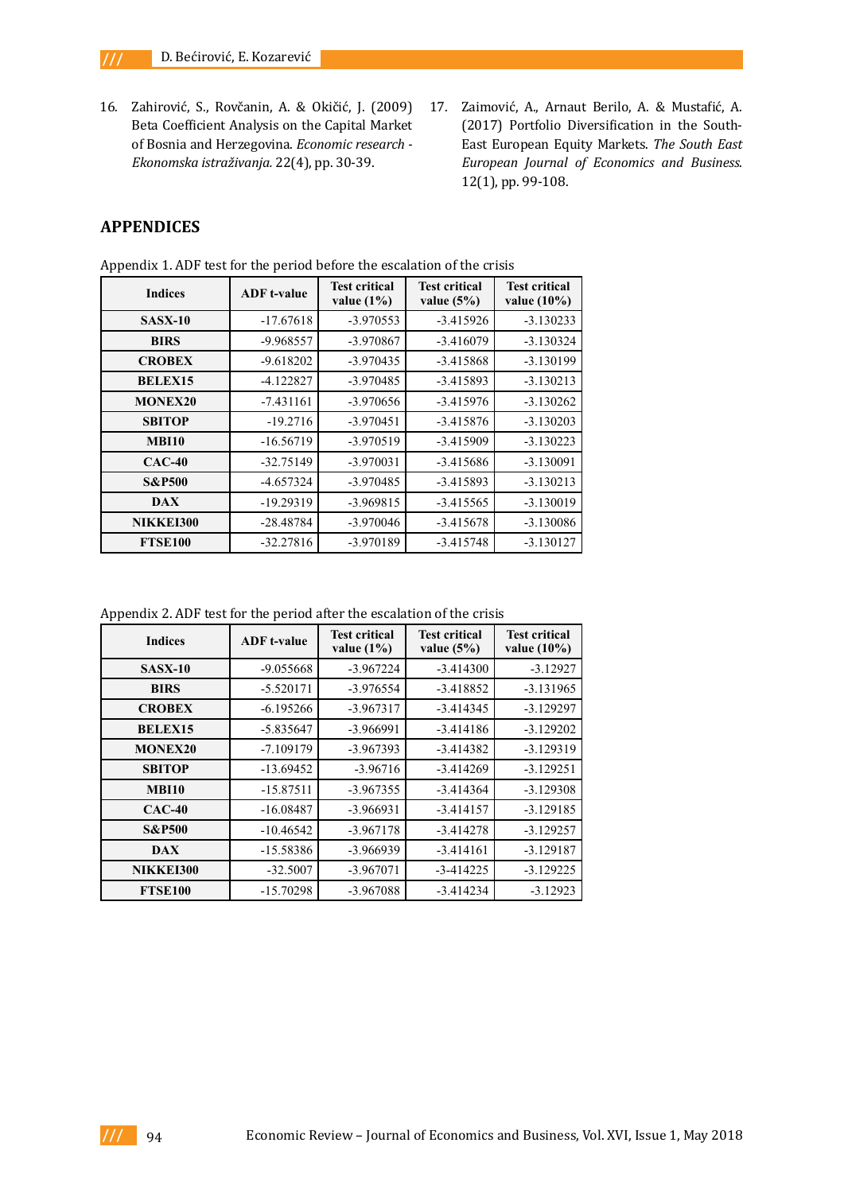16. Zahirović, S., Rovčanin, A. & Okičić, J. (2009) Beta Coefficient Analysis on the Capital Market of Bosnia and Herzegovina. *Economic research - Ekonomska istraživanja.* 22(4), pp. 30-39.

17. Zaimović, A., Arnaut Berilo, A. & Mustafić, A. (2017) Portfolio Diversification in the South-East European Equity Markets. *The South East European Journal of Economics and Business.* 12(1), pp. 99-108.

## APPENDICES

Appendix 1. ADF test for the period before the escalation of the crisis

| Indices | ADF t-value | Test critical value (1%) | Test critical value (5%) | Test critical value (10%) |
|---|---|---|---|---|
| SASX-10 | -17.67618 | -3.970553 | -3.415926 | -3.130233 |
| BIRS | -9.968557 | -3.970867 | -3.416079 | -3.130324 |
| CROBEX | -9.618202 | -3.970435 | -3.415868 | -3.130199 |
| BELEX15 | -4.122827 | -3.970485 | -3.415893 | -3.130213 |
| MONEX20 | -7.431161 | -3.970656 | -3.415976 | -3.130262 |
| SBITOP | -19.2716 | -3.970451 | -3.415876 | -3.130203 |
| MBI10 | -16.56719 | -3.970519 | -3.415909 | -3.130223 |
| CAC-40 | -32.75149 | -3.970031 | -3.415686 | -3.130091 |
| S&P500 | -4.657324 | -3.970485 | -3.415893 | -3.130213 |
| DAX | -19.29319 | -3.969815 | -3.415565 | -3.130019 |
| NIKKEI300 | -28.48784 | -3.970046 | -3.415678 | -3.130086 |
| FTSE100 | -32.27816 | -3.970189 | -3.415748 | -3.130127 |

Appendix 2. ADF test for the period after the escalation of the crisis

| Indices | ADF t-value | Test critical value (1%) | Test critical value (5%) | Test critical value (10%) |
|---|---|---|---|---|
| SASX-10 | -9.055668 | -3.967224 | -3.414300 | -3.12927 |
| BIRS | -5.520171 | -3.976554 | -3.418852 | -3.131965 |
| CROBEX | -6.195266 | -3.967317 | -3.414345 | -3.129297 |
| BELEX15 | -5.835647 | -3.966991 | -3.414186 | -3.129202 |
| MONEX20 | -7.109179 | -3.967393 | -3.414382 | -3.129319 |
| SBITOP | -13.69452 | -3.96716 | -3.414269 | -3.129251 |
| MBI10 | -15.87511 | -3.967355 | -3.414364 | -3.129308 |
| CAC-40 | -16.08487 | -3.966931 | -3.414157 | -3.129185 |
| S&P500 | -10.46542 | -3.967178 | -3.414278 | -3.129257 |
| DAX | -15.58386 | -3.966939 | -3.414161 | -3.129187 |
| NIKKEI300 | -32.5007 | -3.967071 | -3-414225 | -3.129225 |
| FTSE100 | -15.70298 | -3.967088 | -3.414234 | -3.12923 |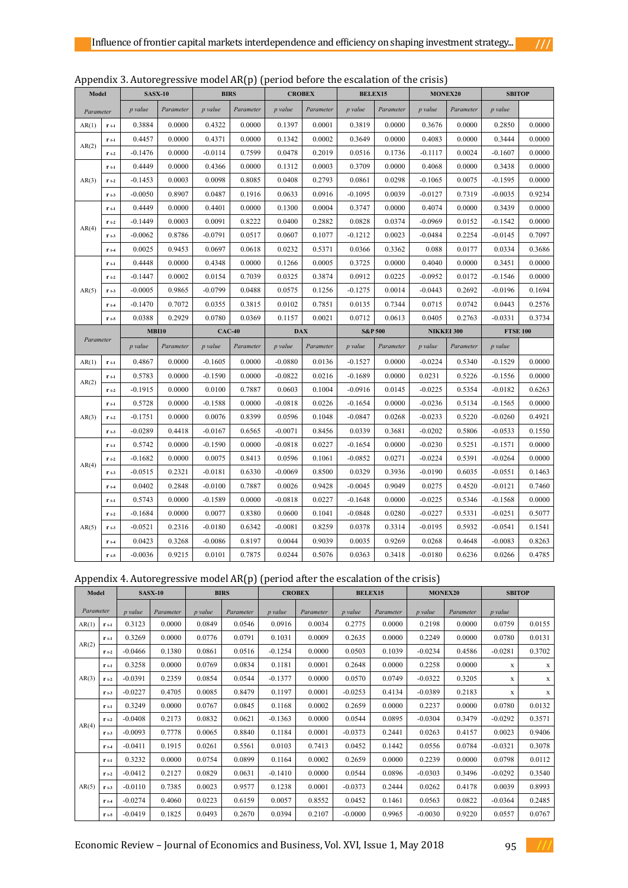Appendix 3. Autoregressive model AR(p) (period before the escalation of the crisis)

| Model | | SASX-10 | | BIRS | | CROBEX | | BELEX15 | | MONEX20 | | SBITOP | |
|---|---|---|---|---|---|---|---|---|---|---|---|---|---|
| *Parameter* | | *p value* | *Parameter* | *p value* | *Parameter* | *p value* | *Parameter* | *p value* | *Parameter* | *p value* | *Parameter* | *p value* | |
| AR(1) | $r_{t-1}$ | 0.3884 | 0.0000 | 0.4322 | 0.0000 | 0.1397 | 0.0001 | 0.3819 | 0.0000 | 0.3676 | 0.0000 | 0.2850 | 0.0000 |
| AR(2) | $r_{t-1}$ | 0.4457 | 0.0000 | 0.4371 | 0.0000 | 0.1342 | 0.0002 | 0.3649 | 0.0000 | 0.4083 | 0.0000 | 0.3444 | 0.0000 |
| | $r_{t-2}$ | -0.1476 | 0.0000 | -0.0114 | 0.7599 | 0.0478 | 0.2019 | 0.0516 | 0.1736 | -0.1117 | 0.0024 | -0.1607 | 0.0000 |
| AR(3) | $r_{t-1}$ | 0.4449 | 0.0000 | 0.4366 | 0.0000 | 0.1312 | 0.0003 | 0.3709 | 0.0000 | 0.4068 | 0.0000 | 0.3438 | 0.0000 |
| | $r_{t-2}$ | -0.1453 | 0.0003 | 0.0098 | 0.8085 | 0.0408 | 0.2793 | 0.0861 | 0.0298 | -0.1065 | 0.0075 | -0.1595 | 0.0000 |
| | $r_{t-3}$ | -0.0050 | 0.8907 | 0.0487 | 0.1916 | 0.0633 | 0.0916 | -0.1095 | 0.0039 | -0.0127 | 0.7319 | -0.0035 | 0.9234 |
| AR(4) | $r_{t-1}$ | 0.4449 | 0.0000 | 0.4401 | 0.0000 | 0.1300 | 0.0004 | 0.3747 | 0.0000 | 0.4074 | 0.0000 | 0.3439 | 0.0000 |
| | $r_{t-2}$ | -0.1449 | 0.0003 | 0.0091 | 0.8222 | 0.0400 | 0.2882 | 0.0828 | 0.0374 | -0.0969 | 0.0152 | -0.1542 | 0.0000 |
| | $r_{t-3}$ | -0.0062 | 0.8786 | -0.0791 | 0.0517 | 0.0607 | 0.1077 | -0.1212 | 0.0023 | -0.0484 | 0.2254 | -0.0145 | 0.7097 |
| | $r_{t-4}$ | 0.0025 | 0.9453 | 0.0697 | 0.0618 | 0.0232 | 0.5371 | 0.0366 | 0.3362 | 0.088 | 0.0177 | 0.0334 | 0.3686 |
| AR(5) | $r_{t-1}$ | 0.4448 | 0.0000 | 0.4348 | 0.0000 | 0.1266 | 0.0005 | 0.3725 | 0.0000 | 0.4040 | 0.0000 | 0.3451 | 0.0000 |
| | $r_{t-2}$ | -0.1447 | 0.0002 | 0.0154 | 0.7039 | 0.0325 | 0.3874 | 0.0912 | 0.0225 | -0.0952 | 0.0172 | -0.1546 | 0.0000 |
| | $r_{t-3}$ | -0.0005 | 0.9865 | -0.0799 | 0.0488 | 0.0575 | 0.1256 | -0.1275 | 0.0014 | -0.0443 | 0.2692 | -0.0196 | 0.1694 |
| | $r_{t-4}$ | -0.1470 | 0.7072 | 0.0355 | 0.3815 | 0.0102 | 0.7851 | 0.0135 | 0.7344 | 0.0715 | 0.0742 | 0.0443 | 0.2576 |
| | $r_{t-5}$ | 0.0388 | 0.2929 | 0.0780 | 0.0369 | 0.1157 | 0.0021 | 0.0712 | 0.0613 | 0.0405 | 0.2763 | -0.0331 | 0.3734 |
| *Parameter* | | MBI10 | | CAC-40 | | DAX | | S&P 500 | | NIKKEI 300 | | FTSE 100 | |
| | | *p value* | *Parameter* | *p value* | *Parameter* | *p value* | *Parameter* | *p value* | *Parameter* | *p value* | *Parameter* | *p value* | |
| AR(1) | $r_{t-1}$ | 0.4867 | 0.0000 | -0.1605 | 0.0000 | -0.0880 | 0.0136 | -0.1527 | 0.0000 | -0.0224 | 0.5340 | -0.1529 | 0.0000 |
| AR(2) | $r_{t-1}$ | 0.5783 | 0.0000 | -0.1590 | 0.0000 | -0.0822 | 0.0216 | -0.1689 | 0.0000 | 0.0231 | 0.5226 | -0.1556 | 0.0000 |
| | $r_{t-2}$ | -0.1915 | 0.0000 | 0.0100 | 0.7887 | 0.0603 | 0.1004 | -0.0916 | 0.0145 | -0.0225 | 0.5354 | -0.0182 | 0.6263 |
| AR(3) | $r_{t-1}$ | 0.5728 | 0.0000 | -0.1588 | 0.0000 | -0.0818 | 0.0226 | -0.1654 | 0.0000 | -0.0236 | 0.5134 | -0.1565 | 0.0000 |
| | $r_{t-2}$ | -0.1751 | 0.0000 | 0.0076 | 0.8399 | 0.0596 | 0.1048 | -0.0847 | 0.0268 | -0.0233 | 0.5220 | -0.0260 | 0.4921 |
| | $r_{t-3}$ | -0.0289 | 0.4418 | -0.0167 | 0.6565 | -0.0071 | 0.8456 | 0.0339 | 0.3681 | -0.0202 | 0.5806 | -0.0533 | 0.1550 |
| AR(4) | $r_{t-1}$ | 0.5742 | 0.0000 | -0.1590 | 0.0000 | -0.0818 | 0.0227 | -0.1654 | 0.0000 | -0.0230 | 0.5251 | -0.1571 | 0.0000 |
| | $r_{t-2}$ | -0.1682 | 0.0000 | 0.0075 | 0.8413 | 0.0596 | 0.1061 | -0.0852 | 0.0271 | -0.0224 | 0.5391 | -0.0264 | 0.0000 |
| | $r_{t-3}$ | -0.0515 | 0.2321 | -0.0181 | 0.6330 | -0.0069 | 0.8500 | 0.0329 | 0.3936 | -0.0190 | 0.6035 | -0.0551 | 0.1463 |
| | $r_{t-4}$ | 0.0402 | 0.2848 | -0.0100 | 0.7887 | 0.0026 | 0.9428 | -0.0045 | 0.9049 | 0.0275 | 0.4520 | -0.0121 | 0.7460 |
| AR(5) | $r_{t-1}$ | 0.5743 | 0.0000 | -0.1589 | 0.0000 | -0.0818 | 0.0227 | -0.1648 | 0.0000 | -0.0225 | 0.5346 | -0.1568 | 0.0000 |
| | $r_{t-2}$ | -0.1684 | 0.0000 | 0.0077 | 0.8380 | 0.0600 | 0.1041 | -0.0848 | 0.0280 | -0.0227 | 0.5331 | -0.0251 | 0.5077 |
| | $r_{t-3}$ | -0.0521 | 0.2316 | -0.0180 | 0.6342 | -0.0081 | 0.8259 | 0.0378 | 0.3314 | -0.0195 | 0.5932 | -0.0541 | 0.1541 |
| | $r_{t-4}$ | 0.0423 | 0.3268 | -0.0086 | 0.8197 | 0.0044 | 0.9039 | 0.0035 | 0.9269 | 0.0268 | 0.4648 | -0.0083 | 0.8263 |
| | $r_{t-5}$ | -0.0036 | 0.9215 | 0.0101 | 0.7875 | 0.0244 | 0.5076 | 0.0363 | 0.3418 | -0.0180 | 0.6236 | 0.0266 | 0.4785 |

Appendix 4. Autoregressive model AR(p) (period after the escalation of the crisis)

| Model | | SASX-10 | | BIRS | | CROBEX | | BELEX15 | | MONEX20 | | SBITOP | |
|---|---|---|---|---|---|---|---|---|---|---|---|---|---|
| *Parameter* | | *p value* | *Parameter* | *p value* | *Parameter* | *p value* | *Parameter* | *p value* | *Parameter* | *p value* | *Parameter* | *p value* | |
| AR(1) | $r_{t-1}$ | 0.3123 | 0.0000 | 0.0849 | 0.0546 | 0.0916 | 0.0034 | 0.2775 | 0.0000 | 0.2198 | 0.0000 | 0.0759 | 0.0155 |
| AR(2) | $r_{t-1}$ | 0.3269 | 0.0000 | 0.0776 | 0.0791 | 0.1031 | 0.0009 | 0.2635 | 0.0000 | 0.2249 | 0.0000 | 0.0780 | 0.0131 |
| | $r_{t-2}$ | -0.0466 | 0.1380 | 0.0861 | 0.0516 | -0.1254 | 0.0000 | 0.0503 | 0.1039 | -0.0234 | 0.4586 | -0.0281 | 0.3702 |
| AR(3) | $r_{t-1}$ | 0.3258 | 0.0000 | 0.0769 | 0.0834 | 0.1181 | 0.0001 | 0.2648 | 0.0000 | 0.2258 | 0.0000 | x | x |
| | $r_{t-2}$ | -0.0391 | 0.2359 | 0.0854 | 0.0544 | -0.1377 | 0.0000 | 0.0570 | 0.0749 | -0.0322 | 0.3205 | x | x |
| | $r_{t-3}$ | -0.0227 | 0.4705 | 0.0085 | 0.8479 | 0.1197 | 0.0001 | -0.0253 | 0.4134 | -0.0389 | 0.2183 | x | x |
| AR(4) | $r_{t-1}$ | 0.3249 | 0.0000 | 0.0767 | 0.0845 | 0.1168 | 0.0002 | 0.2659 | 0.0000 | 0.2237 | 0.0000 | 0.0780 | 0.0132 |
| | $r_{t-2}$ | -0.0408 | 0.2173 | 0.0832 | 0.0621 | -0.1363 | 0.0000 | 0.0544 | 0.0895 | -0.0304 | 0.3479 | -0.0292 | 0.3571 |
| | $r_{t-3}$ | -0.0093 | 0.7778 | 0.0065 | 0.8840 | 0.1184 | 0.0001 | -0.0373 | 0.2441 | 0.0263 | 0.4157 | 0.0023 | 0.9406 |
| | $r_{t-4}$ | -0.0411 | 0.1915 | 0.0261 | 0.5561 | 0.0103 | 0.7413 | 0.0452 | 0.1442 | 0.0556 | 0.0784 | -0.0321 | 0.3078 |
| AR(5) | $r_{t-1}$ | 0.3232 | 0.0000 | 0.0754 | 0.0899 | 0.1164 | 0.0002 | 0.2659 | 0.0000 | 0.2239 | 0.0000 | 0.0798 | 0.0112 |
| | $r_{t-2}$ | -0.0412 | 0.2127 | 0.0829 | 0.0631 | -0.1410 | 0.0000 | 0.0544 | 0.0896 | -0.0303 | 0.3496 | -0.0292 | 0.3540 |
| | $r_{t-3}$ | -0.0110 | 0.7385 | 0.0023 | 0.9577 | 0.1238 | 0.0001 | -0.0373 | 0.2444 | 0.0262 | 0.4178 | 0.0039 | 0.8993 |
| | $r_{t-4}$ | -0.0274 | 0.4060 | 0.0223 | 0.6159 | 0.0057 | 0.8552 | 0.0452 | 0.1461 | 0.0563 | 0.0822 | -0.0364 | 0.2485 |
| | $r_{t-5}$ | -0.0419 | 0.1825 | 0.0493 | 0.2670 | 0.0394 | 0.2107 | -0.0000 | 0.9965 | -0.0030 | 0.9220 | 0.0557 | 0.0767 |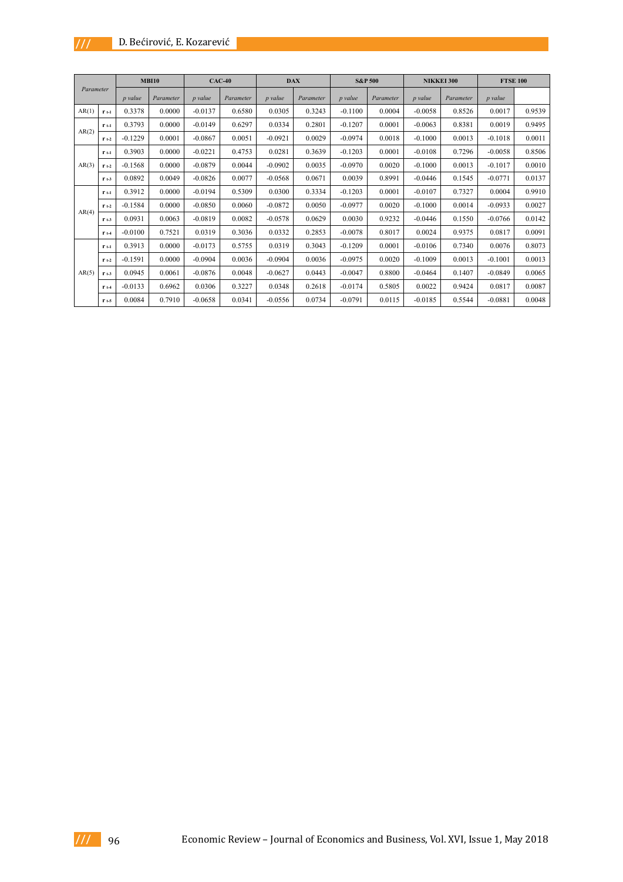| Parameter | | MBI10 | | CAC-40 | | DAX | | S&P 500 | | NIKKEI 300 | | FTSE 100 | |
|---|---|---|---|---|---|---|---|---|---|---|---|---|---|
| | | *p value* | *Parameter* | *p value* | *Parameter* | *p value* | *Parameter* | *p value* | *Parameter* | *p value* | *Parameter* | *p value* | |
| AR(1) | $r_{t-1}$ | 0.3378 | 0.0000 | -0.0137 | 0.6580 | 0.0305 | 0.3243 | -0.1100 | 0.0004 | -0.0058 | 0.8526 | 0.0017 | 0.9539 |
| AR(2) | $r_{t-1}$ | 0.3793 | 0.0000 | -0.0149 | 0.6297 | 0.0334 | 0.2801 | -0.1207 | 0.0001 | -0.0063 | 0.8381 | 0.0019 | 0.9495 |
| | $r_{t-2}$ | -0.1229 | 0.0001 | -0.0867 | 0.0051 | -0.0921 | 0.0029 | -0.0974 | 0.0018 | -0.1000 | 0.0013 | -0.1018 | 0.0011 |
| AR(3) | $r_{t-1}$ | 0.3903 | 0.0000 | -0.0221 | 0.4753 | 0.0281 | 0.3639 | -0.1203 | 0.0001 | -0.0108 | 0.7296 | -0.0058 | 0.8506 |
| | $r_{t-2}$ | -0.1568 | 0.0000 | -0.0879 | 0.0044 | -0.0902 | 0.0035 | -0.0970 | 0.0020 | -0.1000 | 0.0013 | -0.1017 | 0.0010 |
| | $r_{t-3}$ | 0.0892 | 0.0049 | -0.0826 | 0.0077 | -0.0568 | 0.0671 | 0.0039 | 0.8991 | -0.0446 | 0.1545 | -0.0771 | 0.0137 |
| AR(4) | $r_{t-1}$ | 0.3912 | 0.0000 | -0.0194 | 0.5309 | 0.0300 | 0.3334 | -0.1203 | 0.0001 | -0.0107 | 0.7327 | 0.0004 | 0.9910 |
| | $r_{t-2}$ | -0.1584 | 0.0000 | -0.0850 | 0.0060 | -0.0872 | 0.0050 | -0.0977 | 0.0020 | -0.1000 | 0.0014 | -0.0933 | 0.0027 |
| | $r_{t-3}$ | 0.0931 | 0.0063 | -0.0819 | 0.0082 | -0.0578 | 0.0629 | 0.0030 | 0.9232 | -0.0446 | 0.1550 | -0.0766 | 0.0142 |
| | $r_{t-4}$ | -0.0100 | 0.7521 | 0.0319 | 0.3036 | 0.0332 | 0.2853 | -0.0078 | 0.8017 | 0.0024 | 0.9375 | 0.0817 | 0.0091 |
| AR(5) | $r_{t-1}$ | 0.3913 | 0.0000 | -0.0173 | 0.5755 | 0.0319 | 0.3043 | -0.1209 | 0.0001 | -0.0106 | 0.7340 | 0.0076 | 0.8073 |
| | $r_{t-2}$ | -0.1591 | 0.0000 | -0.0904 | 0.0036 | -0.0904 | 0.0036 | -0.0975 | 0.0020 | -0.1009 | 0.0013 | -0.1001 | 0.0013 |
| | $r_{t-3}$ | 0.0945 | 0.0061 | -0.0876 | 0.0048 | -0.0627 | 0.0443 | -0.0047 | 0.8800 | -0.0464 | 0.1407 | -0.0849 | 0.0065 |
| | $r_{t-4}$ | -0.0133 | 0.6962 | 0.0306 | 0.3227 | 0.0348 | 0.2618 | -0.0174 | 0.5805 | 0.0022 | 0.9424 | 0.0817 | 0.0087 |
| | $r_{t-5}$ | 0.0084 | 0.7910 | -0.0658 | 0.0341 | -0.0556 | 0.0734 | -0.0791 | 0.0115 | -0.0185 | 0.5544 | -0.0881 | 0.0048 |